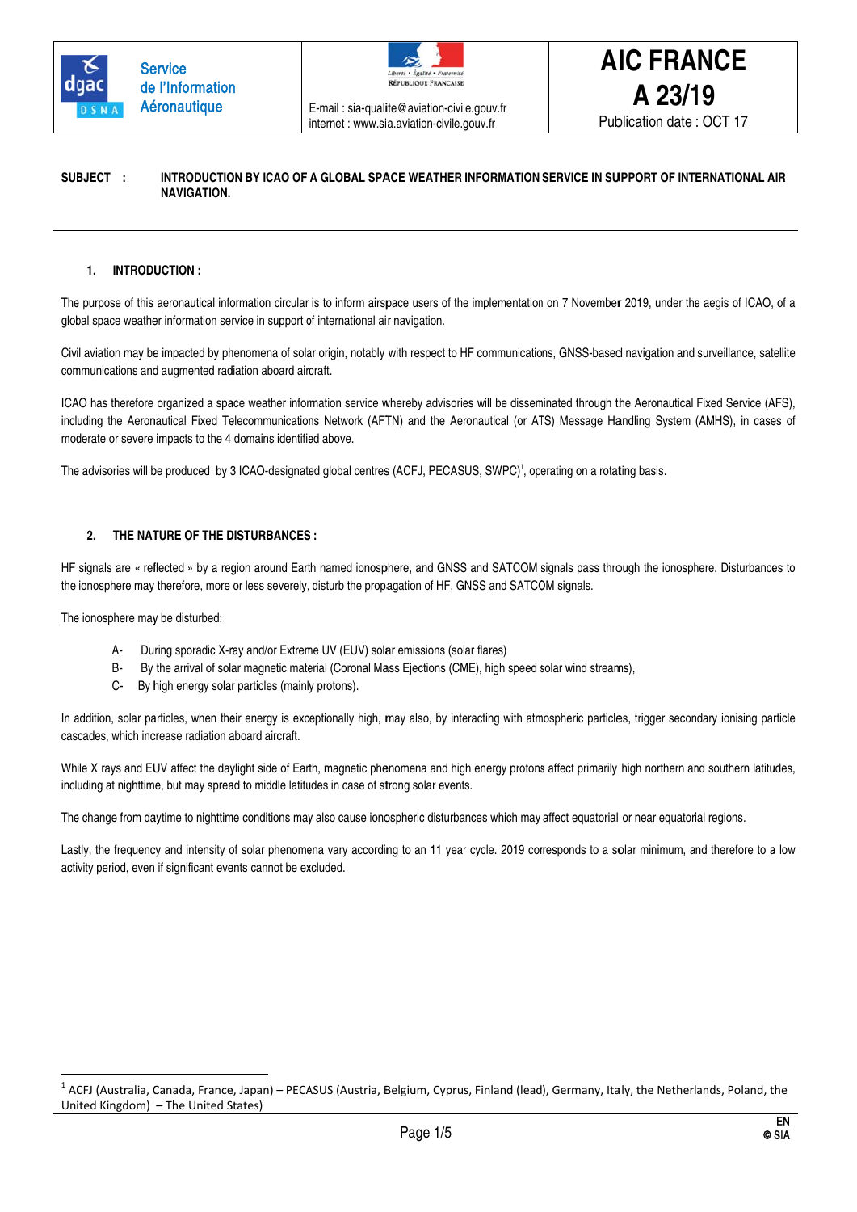| Service de l'Information Aéronautique | E-mail : sia-qualite@aviation-civile.gouv.fr internet : www.sia.aviation-civile.gouv.fr | **AIC FRANCE A 23/19** Publication date : OCT 17 |
| --- | --- | --- |

**SUBJECT : INTRODUCTION BY ICAO OF A GLOBAL SPACE WEATHER INFORMATION SERVICE IN SUPPORT OF INTERNATIONAL AIR NAVIGATION.**

## 1. INTRODUCTION :

The purpose of this aeronautical information circular is to inform airspace users of the implementation on 7 November 2019, under the aegis of ICAO, of a global space weather information service in support of international air navigation.

Civil aviation may be impacted by phenomena of solar origin, notably with respect to HF communications, GNSS-based navigation and surveillance, satellite communications and augmented radiation aboard aircraft.

ICAO has therefore organized a space weather information service whereby advisories will be disseminated through the Aeronautical Fixed Service (AFS), including the Aeronautical Fixed Telecommunications Network (AFTN) and the Aeronautical (or ATS) Message Handling System (AMHS), in cases of moderate or severe impacts to the 4 domains identified above.

The advisories will be produced by 3 ICAO-designated global centres (ACFJ, PECASUS, SWPC)[1], operating on a rotating basis.

## 2. THE NATURE OF THE DISTURBANCES :

HF signals are « reflected » by a region around Earth named ionosphere, and GNSS and SATCOM signals pass through the ionosphere. Disturbances to the ionosphere may therefore, more or less severely, disturb the propagation of HF, GNSS and SATCOM signals.

The ionosphere may be disturbed:

- A- During sporadic X-ray and/or Extreme UV (EUV) solar emissions (solar flares)
- B- By the arrival of solar magnetic material (Coronal Mass Ejections (CME), high speed solar wind streams),
- C- By high energy solar particles (mainly protons).

In addition, solar particles, when their energy is exceptionally high, may also, by interacting with atmospheric particles, trigger secondary ionising particle cascades, which increase radiation aboard aircraft.

While X rays and EUV affect the daylight side of Earth, magnetic phenomena and high energy protons affect primarily high northern and southern latitudes, including at nighttime, but may spread to middle latitudes in case of strong solar events.

The change from daytime to nighttime conditions may also cause ionospheric disturbances which may affect equatorial or near equatorial regions.

Lastly, the frequency and intensity of solar phenomena vary according to an 11 year cycle. 2019 corresponds to a solar minimum, and therefore to a low activity period, even if significant events cannot be excluded.

---

[1] ACFJ (Australia, Canada, France, Japan) – PECASUS (Austria, Belgium, Cyprus, Finland (lead), Germany, Italy, the Netherlands, Poland, the United Kingdom) – The United States)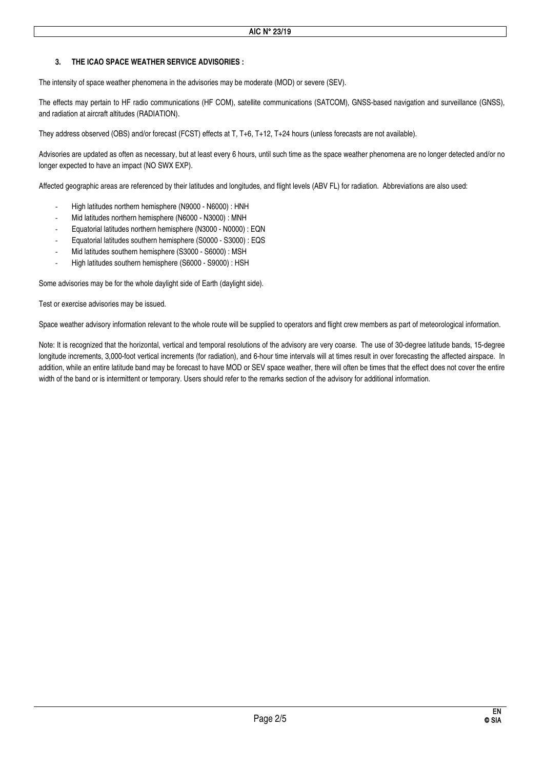### 3. THE ICAO SPACE WEATHER SERVICE ADVISORIES :

The intensity of space weather phenomena in the advisories may be moderate (MOD) or severe (SEV).

The effects may pertain to HF radio communications (HF COM), satellite communications (SATCOM), GNSS-based navigation and surveillance (GNSS), and radiation at aircraft altitudes (RADIATION).

They address observed (OBS) and/or forecast (FCST) effects at T, T+6, T+12, T+24 hours (unless forecasts are not available).

Advisories are updated as often as necessary, but at least every 6 hours, until such time as the space weather phenomena are no longer detected and/or no longer expected to have an impact (NO SWX EXP).

Affected geographic areas are referenced by their latitudes and longitudes, and flight levels (ABV FL) for radiation. Abbreviations are also used:

- High latitudes northern hemisphere (N9000 - N6000) : HNH
- Mid latitudes northern hemisphere (N6000 - N3000) : MNH
- Equatorial latitudes northern hemisphere (N3000 - N0000) : EQN
- Equatorial latitudes southern hemisphere (S0000 - S3000) : EQS
- Mid latitudes southern hemisphere (S3000 - S6000) : MSH
- High latitudes southern hemisphere (S6000 - S9000) : HSH

Some advisories may be for the whole daylight side of Earth (daylight side).

Test or exercise advisories may be issued.

Space weather advisory information relevant to the whole route will be supplied to operators and flight crew members as part of meteorological information.

Note: It is recognized that the horizontal, vertical and temporal resolutions of the advisory are very coarse. The use of 30-degree latitude bands, 15-degree longitude increments, 3,000-foot vertical increments (for radiation), and 6-hour time intervals will at times result in over forecasting the affected airspace. In addition, while an entire latitude band may be forecast to have MOD or SEV space weather, there will often be times that the effect does not cover the entire width of the band or is intermittent or temporary. Users should refer to the remarks section of the advisory for additional information.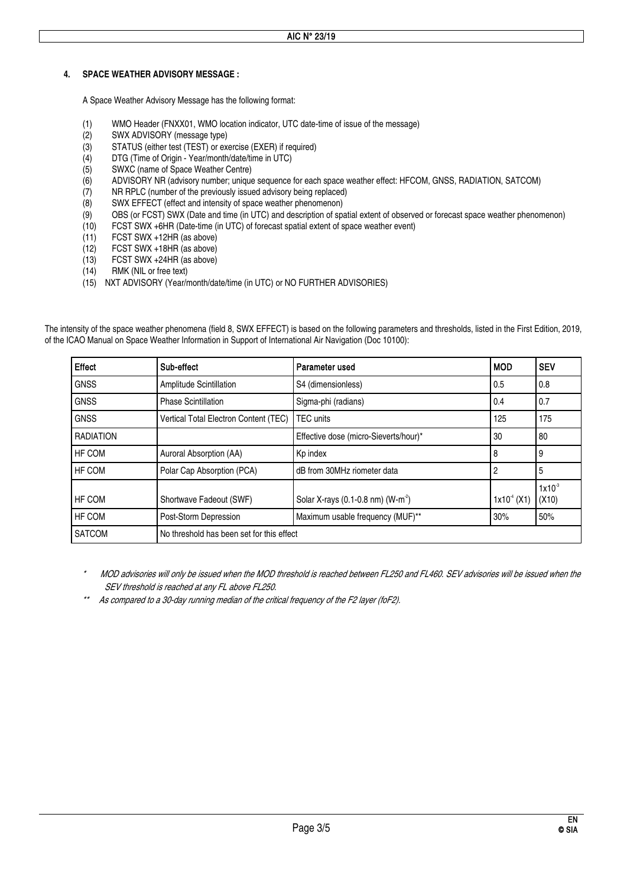## 4. SPACE WEATHER ADVISORY MESSAGE :

A Space Weather Advisory Message has the following format:

(1) WMO Header (FNXX01, WMO location indicator, UTC date-time of issue of the message)
(2) SWX ADVISORY (message type)
(3) STATUS (either test (TEST) or exercise (EXER) if required)
(4) DTG (Time of Origin - Year/month/date/time in UTC)
(5) SWXC (name of Space Weather Centre)
(6) ADVISORY NR (advisory number; unique sequence for each space weather effect: HFCOM, GNSS, RADIATION, SATCOM)
(7) NR RPLC (number of the previously issued advisory being replaced)
(8) SWX EFFECT (effect and intensity of space weather phenomenon)
(9) OBS (or FCST) SWX (Date and time (in UTC) and description of spatial extent of observed or forecast space weather phenomenon)
(10) FCST SWX +6HR (Date-time (in UTC) of forecast spatial extent of space weather event)
(11) FCST SWX +12HR (as above)
(12) FCST SWX +18HR (as above)
(13) FCST SWX +24HR (as above)
(14) RMK (NIL or free text)
(15) NXT ADVISORY (Year/month/date/time (in UTC) or NO FURTHER ADVISORIES)

The intensity of the space weather phenomena (field 8, SWX EFFECT) is based on the following parameters and thresholds, listed in the First Edition, 2019, of the ICAO Manual on Space Weather Information in Support of International Air Navigation (Doc 10100):

| Effect | Sub-effect | Parameter used | MOD | SEV |
|---|---|---|---|---|
| GNSS | Amplitude Scintillation | S4 (dimensionless) | 0.5 | 0.8 |
| GNSS | Phase Scintillation | Sigma-phi (radians) | 0.4 | 0.7 |
| GNSS | Vertical Total Electron Content (TEC) | TEC units | 125 | 175 |
| RADIATION | | Effective dose (micro-Sieverts/hour)* | 30 | 80 |
| HF COM | Auroral Absorption (AA) | Kp index | 8 | 9 |
| HF COM | Polar Cap Absorption (PCA) | dB from 30MHz riometer data | 2 | 5 |
| HF COM | Shortwave Fadeout (SWF) | Solar X-rays (0.1-0.8 nm) ($W \cdot m^{-2}$) | $1x10^{-4}$ (X1) | $1x10^{-3}$ (X10) |
| HF COM | Post-Storm Depression | Maximum usable frequency (MUF)** | 30% | 50% |
| SATCOM | No threshold has been set for this effect | | | |

*\* MOD advisories will only be issued when the MOD threshold is reached between FL250 and FL460. SEV advisories will be issued when the SEV threshold is reached at any FL above FL250.*

*\*\* As compared to a 30-day running median of the critical frequency of the F2 layer (foF2).*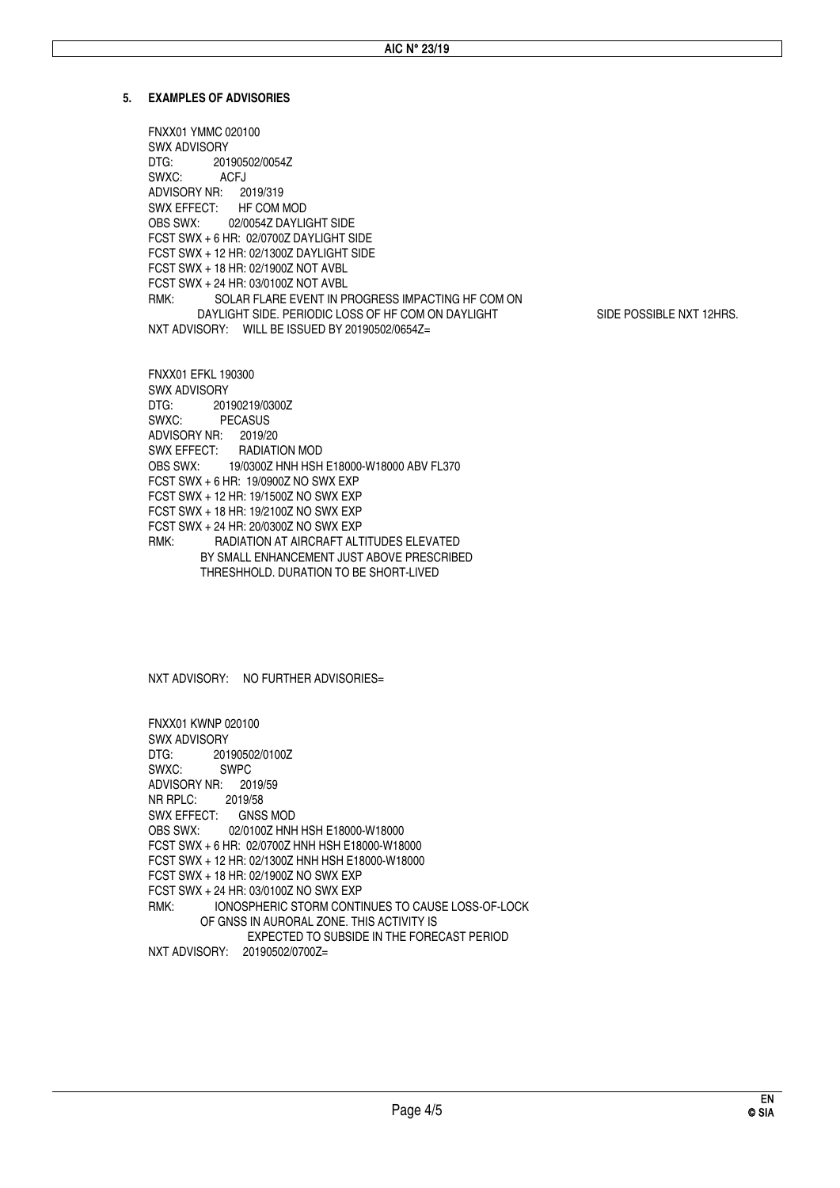## 5. EXAMPLES OF ADVISORIES

```
FNXX01 YMMC 020100
SWX ADVISORY
DTG:           20190502/0054Z
SWXC:          ACFJ
ADVISORY NR:   2019/319
SWX EFFECT:    HF COM MOD
OBS SWX:       02/0054Z DAYLIGHT SIDE
FCST SWX + 6 HR:  02/0700Z DAYLIGHT SIDE
FCST SWX + 12 HR: 02/1300Z DAYLIGHT SIDE
FCST SWX + 18 HR: 02/1900Z NOT AVBL
FCST SWX + 24 HR: 03/0100Z NOT AVBL
RMK:           SOLAR FLARE EVENT IN PROGRESS IMPACTING HF COM ON
               DAYLIGHT SIDE. PERIODIC LOSS OF HF COM ON DAYLIGHT          SIDE POSSIBLE NXT 12HRS.
NXT ADVISORY:  WILL BE ISSUED BY 20190502/0654Z=
```

```
FNXX01 EFKL 190300
SWX ADVISORY
DTG:           20190219/0300Z
SWXC:          PECASUS
ADVISORY NR:   2019/20
SWX EFFECT:    RADIATION MOD
OBS SWX:       19/0300Z HNH HSH E18000-W18000 ABV FL370
FCST SWX + 6 HR:  19/0900Z NO SWX EXP
FCST SWX + 12 HR: 19/1500Z NO SWX EXP
FCST SWX + 18 HR: 19/2100Z NO SWX EXP
FCST SWX + 24 HR: 20/0300Z NO SWX EXP
RMK:           RADIATION AT AIRCRAFT ALTITUDES ELEVATED
               BY SMALL ENHANCEMENT JUST ABOVE PRESCRIBED
               THRESHHOLD. DURATION TO BE SHORT-LIVED

NXT ADVISORY:  NO FURTHER ADVISORIES=
```

```
FNXX01 KWNP 020100
SWX ADVISORY
DTG:           20190502/0100Z
SWXC:          SWPC
ADVISORY NR:   2019/59
NR RPLC:       2019/58
SWX EFFECT:    GNSS MOD
OBS SWX:       02/0100Z HNH HSH E18000-W18000
FCST SWX + 6 HR:  02/0700Z HNH HSH E18000-W18000
FCST SWX + 12 HR: 02/1300Z HNH HSH E18000-W18000
FCST SWX + 18 HR: 02/1900Z NO SWX EXP
FCST SWX + 24 HR: 03/0100Z NO SWX EXP
RMK:           IONOSPHERIC STORM CONTINUES TO CAUSE LOSS-OF-LOCK
               OF GNSS IN AURORAL ZONE. THIS ACTIVITY IS
               EXPECTED TO SUBSIDE IN THE FORECAST PERIOD
NXT ADVISORY:  20190502/0700Z=
```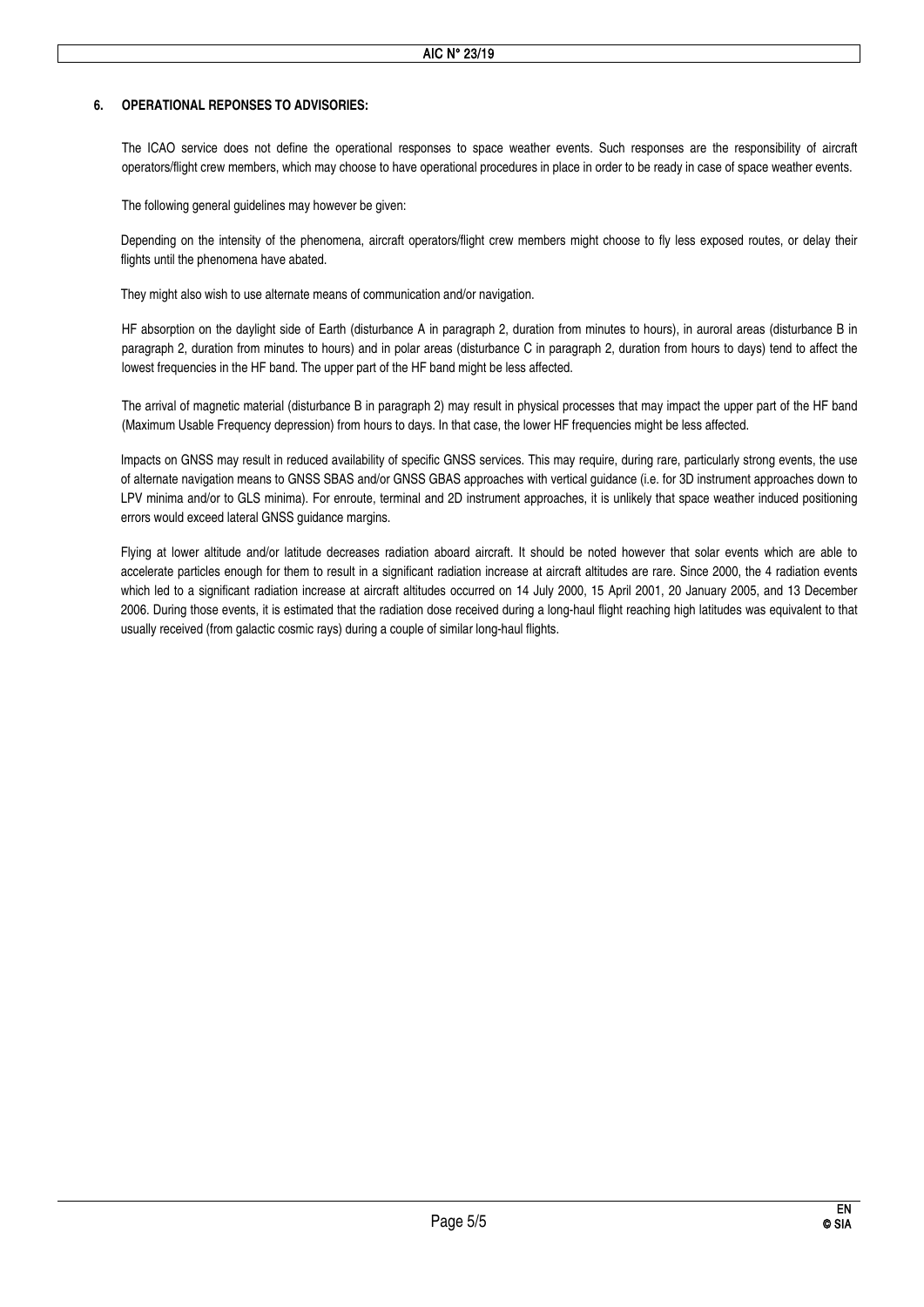## 6. OPERATIONAL REPONSES TO ADVISORIES:

The ICAO service does not define the operational responses to space weather events. Such responses are the responsibility of aircraft operators/flight crew members, which may choose to have operational procedures in place in order to be ready in case of space weather events.

The following general guidelines may however be given:

Depending on the intensity of the phenomena, aircraft operators/flight crew members might choose to fly less exposed routes, or delay their flights until the phenomena have abated.

They might also wish to use alternate means of communication and/or navigation.

HF absorption on the daylight side of Earth (disturbance A in paragraph 2, duration from minutes to hours), in auroral areas (disturbance B in paragraph 2, duration from minutes to hours) and in polar areas (disturbance C in paragraph 2, duration from hours to days) tend to affect the lowest frequencies in the HF band. The upper part of the HF band might be less affected.

The arrival of magnetic material (disturbance B in paragraph 2) may result in physical processes that may impact the upper part of the HF band (Maximum Usable Frequency depression) from hours to days. In that case, the lower HF frequencies might be less affected.

Impacts on GNSS may result in reduced availability of specific GNSS services. This may require, during rare, particularly strong events, the use of alternate navigation means to GNSS SBAS and/or GNSS GBAS approaches with vertical guidance (i.e. for 3D instrument approaches down to LPV minima and/or to GLS minima). For enroute, terminal and 2D instrument approaches, it is unlikely that space weather induced positioning errors would exceed lateral GNSS guidance margins.

Flying at lower altitude and/or latitude decreases radiation aboard aircraft. It should be noted however that solar events which are able to accelerate particles enough for them to result in a significant radiation increase at aircraft altitudes are rare. Since 2000, the 4 radiation events which led to a significant radiation increase at aircraft altitudes occurred on 14 July 2000, 15 April 2001, 20 January 2005, and 13 December 2006. During those events, it is estimated that the radiation dose received during a long-haul flight reaching high latitudes was equivalent to that usually received (from galactic cosmic rays) during a couple of similar long-haul flights.